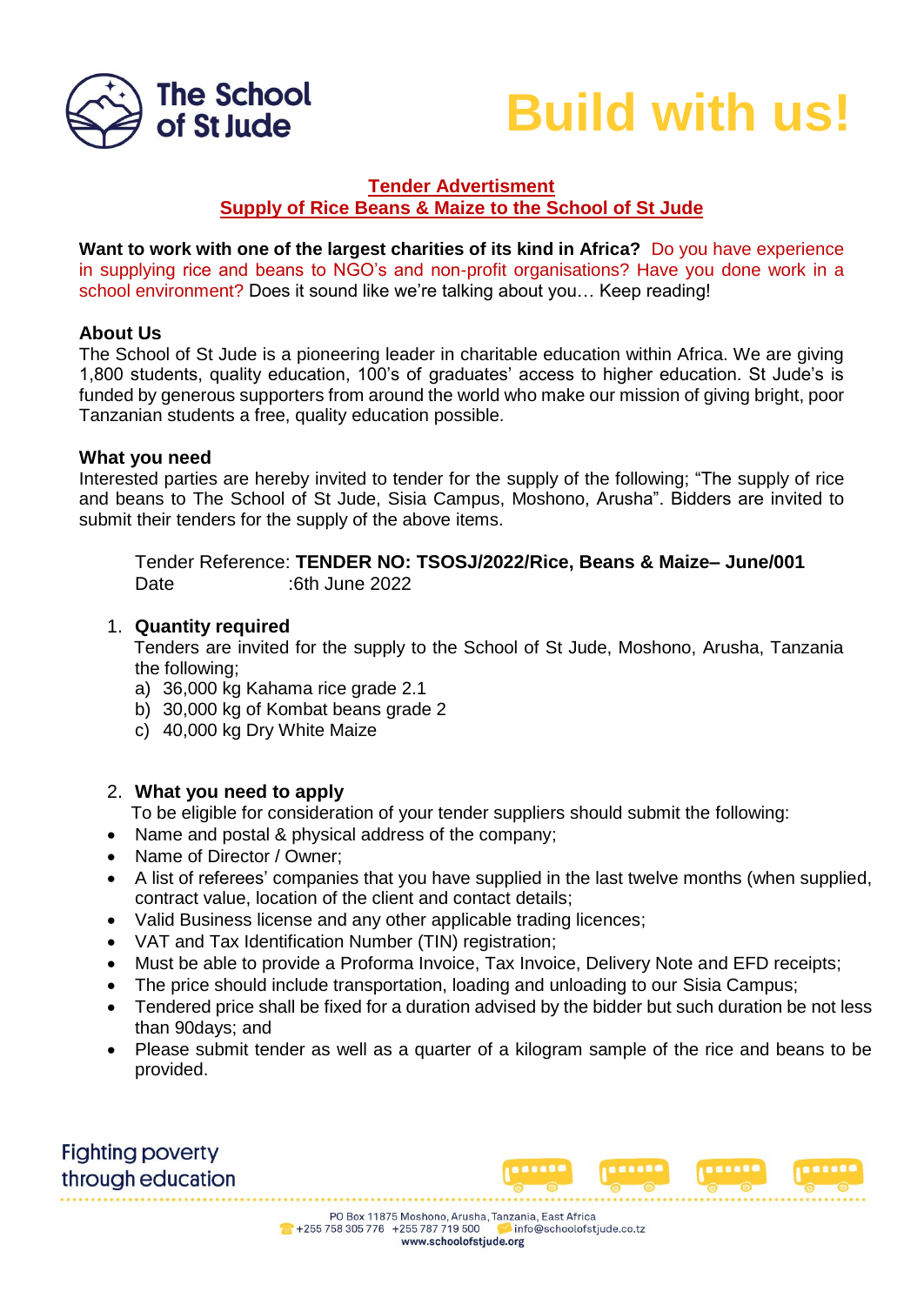The School of St Jude

# Build with us!

## Tender Advertisment
## Supply of Rice Beans & Maize to the School of St Jude

**Want to work with one of the largest charities of its kind in Africa?** Do you have experience in supplying rice and beans to NGO's and non-profit organisations? Have you done work in a school environment? Does it sound like we're talking about you… Keep reading!

### About Us

The School of St Jude is a pioneering leader in charitable education within Africa. We are giving 1,800 students, quality education, 100's of graduates' access to higher education. St Jude's is funded by generous supporters from around the world who make our mission of giving bright, poor Tanzanian students a free, quality education possible.

### What you need

Interested parties are hereby invited to tender for the supply of the following; "The supply of rice and beans to The School of St Jude, Sisia Campus, Moshono, Arusha". Bidders are invited to submit their tenders for the supply of the above items.

Tender Reference: **TENDER NO: TSOSJ/2022/Rice, Beans & Maize– June/001**
Date :6th June 2022

1. **Quantity required**
   Tenders are invited for the supply to the School of St Jude, Moshono, Arusha, Tanzania the following;
   a) 36,000 kg Kahama rice grade 2.1
   b) 30,000 kg of Kombat beans grade 2
   c) 40,000 kg Dry White Maize

2. **What you need to apply**
   To be eligible for consideration of your tender suppliers should submit the following:

- Name and postal & physical address of the company;
- Name of Director / Owner;
- A list of referees' companies that you have supplied in the last twelve months (when supplied, contract value, location of the client and contact details;
- Valid Business license and any other applicable trading licences;
- VAT and Tax Identification Number (TIN) registration;
- Must be able to provide a Proforma Invoice, Tax Invoice, Delivery Note and EFD receipts;
- The price should include transportation, loading and unloading to our Sisia Campus;
- Tendered price shall be fixed for a duration advised by the bidder but such duration be not less than 90days; and
- Please submit tender as well as a quarter of a kilogram sample of the rice and beans to be provided.

Fighting poverty through education

PO Box 11875 Moshono, Arusha, Tanzania, East Africa
+255 758 305 776 +255 787 719 500 info@schoolofstjude.co.tz
www.schoolofstjude.org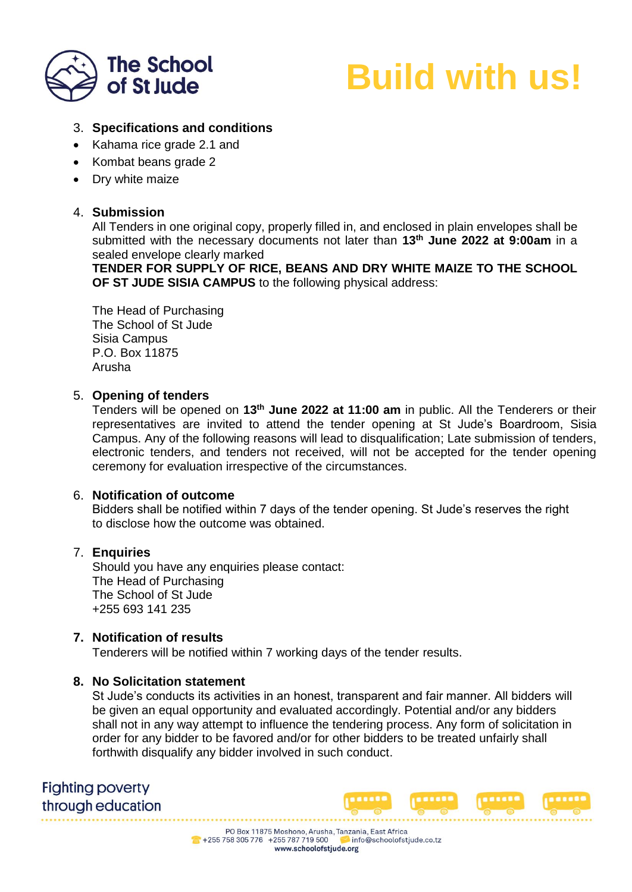# Build with us!

3. **Specifications and conditions**

- Kahama rice grade 2.1 and
- Kombat beans grade 2
- Dry white maize

4. **Submission**

All Tenders in one original copy, properly filled in, and enclosed in plain envelopes shall be submitted with the necessary documents not later than **13th June 2022 at 9:00am** in a sealed envelope clearly marked

**TENDER FOR SUPPLY OF RICE, BEANS AND DRY WHITE MAIZE TO THE SCHOOL OF ST JUDE SISIA CAMPUS** to the following physical address:

The Head of Purchasing
The School of St Jude
Sisia Campus
P.O. Box 11875
Arusha

5. **Opening of tenders**

Tenders will be opened on **13th June 2022 at 11:00 am** in public. All the Tenderers or their representatives are invited to attend the tender opening at St Jude's Boardroom, Sisia Campus. Any of the following reasons will lead to disqualification; Late submission of tenders, electronic tenders, and tenders not received, will not be accepted for the tender opening ceremony for evaluation irrespective of the circumstances.

6. **Notification of outcome**

Bidders shall be notified within 7 days of the tender opening. St Jude's reserves the right to disclose how the outcome was obtained.

7. **Enquiries**

Should you have any enquiries please contact:
The Head of Purchasing
The School of St Jude
+255 693 141 235

**7. Notification of results**

Tenderers will be notified within 7 working days of the tender results.

**8. No Solicitation statement**

St Jude's conducts its activities in an honest, transparent and fair manner. All bidders will be given an equal opportunity and evaluated accordingly. Potential and/or any bidders shall not in any way attempt to influence the tendering process. Any form of solicitation in order for any bidder to be favored and/or for other bidders to be treated unfairly shall forthwith disqualify any bidder involved in such conduct.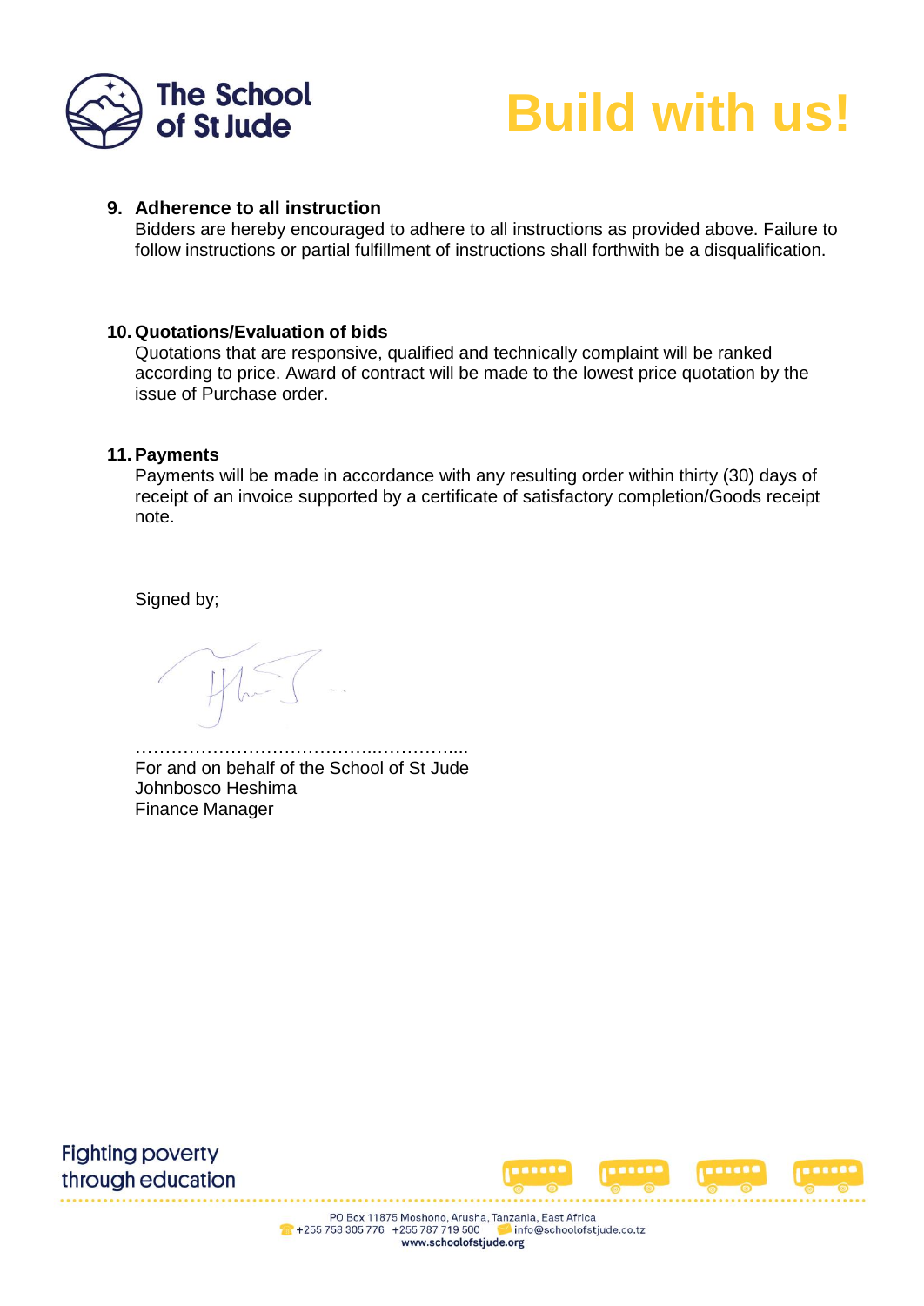**9. Adherence to all instruction**

Bidders are hereby encouraged to adhere to all instructions as provided above. Failure to follow instructions or partial fulfillment of instructions shall forthwith be a disqualification.

**10. Quotations/Evaluation of bids**

Quotations that are responsive, qualified and technically complaint will be ranked according to price. Award of contract will be made to the lowest price quotation by the issue of Purchase order.

**11. Payments**

Payments will be made in accordance with any resulting order within thirty (30) days of receipt of an invoice supported by a certificate of satisfactory completion/Goods receipt note.

Signed by;

…………………………………..…………....

For and on behalf of the School of St Jude
Johnbosco Heshima
Finance Manager